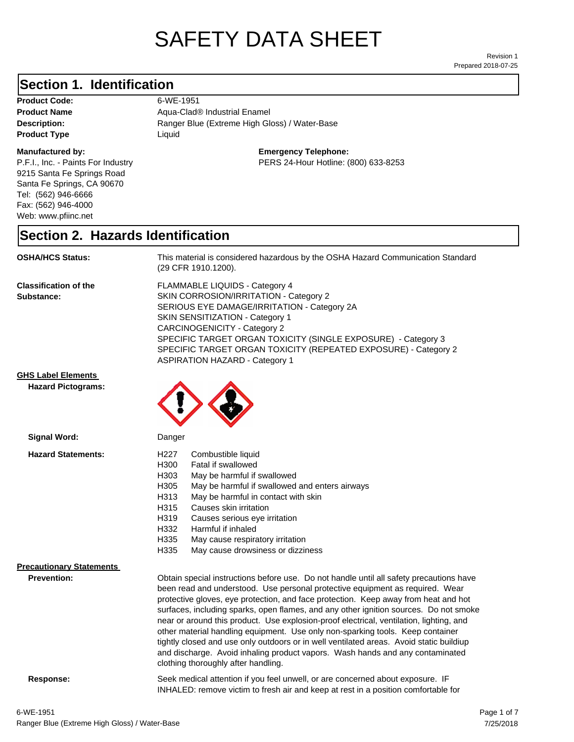# SAFETY DATA SHEET

Revision 1
Prepared 2018-07-25

## Section 1. Identification

**Product Code:** 6-WE-1951
**Product Name** Aqua-Clad® Industrial Enamel
**Description:** Ranger Blue (Extreme High Gloss) / Water-Base
**Product Type** Liquid

**Manufactured by:**
P.F.I., Inc. - Paints For Industry
9215 Santa Fe Springs Road
Santa Fe Springs, CA 90670
Tel: (562) 946-6666
Fax: (562) 946-4000
Web: www.pfiinc.net

**Emergency Telephone:**
PERS 24-Hour Hotline: (800) 633-8253

## Section 2. Hazards Identification

**OSHA/HCS Status:** This material is considered hazardous by the OSHA Hazard Communication Standard (29 CFR 1910.1200).

**Classification of the Substance:**
FLAMMABLE LIQUIDS - Category 4
SKIN CORROSION/IRRITATION - Category 2
SERIOUS EYE DAMAGE/IRRITATION - Category 2A
SKIN SENSITIZATION - Category 1
CARCINOGENICITY - Category 2
SPECIFIC TARGET ORGAN TOXICITY (SINGLE EXPOSURE) - Category 3
SPECIFIC TARGET ORGAN TOXICITY (REPEATED EXPOSURE) - Category 2
ASPIRATION HAZARD - Category 1

**GHS Label Elements**

**Hazard Pictograms:**

**Signal Word:** Danger

**Hazard Statements:**

- H227 Combustible liquid
- H300 Fatal if swallowed
- H303 May be harmful if swallowed
- H305 May be harmful if swallowed and enters airways
- H313 May be harmful in contact with skin
- H315 Causes skin irritation
- H319 Causes serious eye irritation
- H332 Harmful if inhaled
- H335 May cause respiratory irritation
- H335 May cause drowsiness or dizziness

**Precautionary Statements**

**Prevention:** Obtain special instructions before use. Do not handle until all safety precautions have been read and understood. Use personal protective equipment as required. Wear protective gloves, eye protection, and face protection. Keep away from heat and hot surfaces, including sparks, open flames, and any other ignition sources. Do not smoke near or around this product. Use explosion-proof electrical, ventilation, lighting, and other material handling equipment. Use only non-sparking tools. Keep container tightly closed and use only outdoors or in well ventilated areas. Avoid static buildiup and discharge. Avoid inhaling product vapors. Wash hands and any contaminated clothing thoroughly after handling.

**Response:** Seek medical attention if you feel unwell, or are concerned about exposure. IF INHALED: remove victim to fresh air and keep at rest in a position comfortable for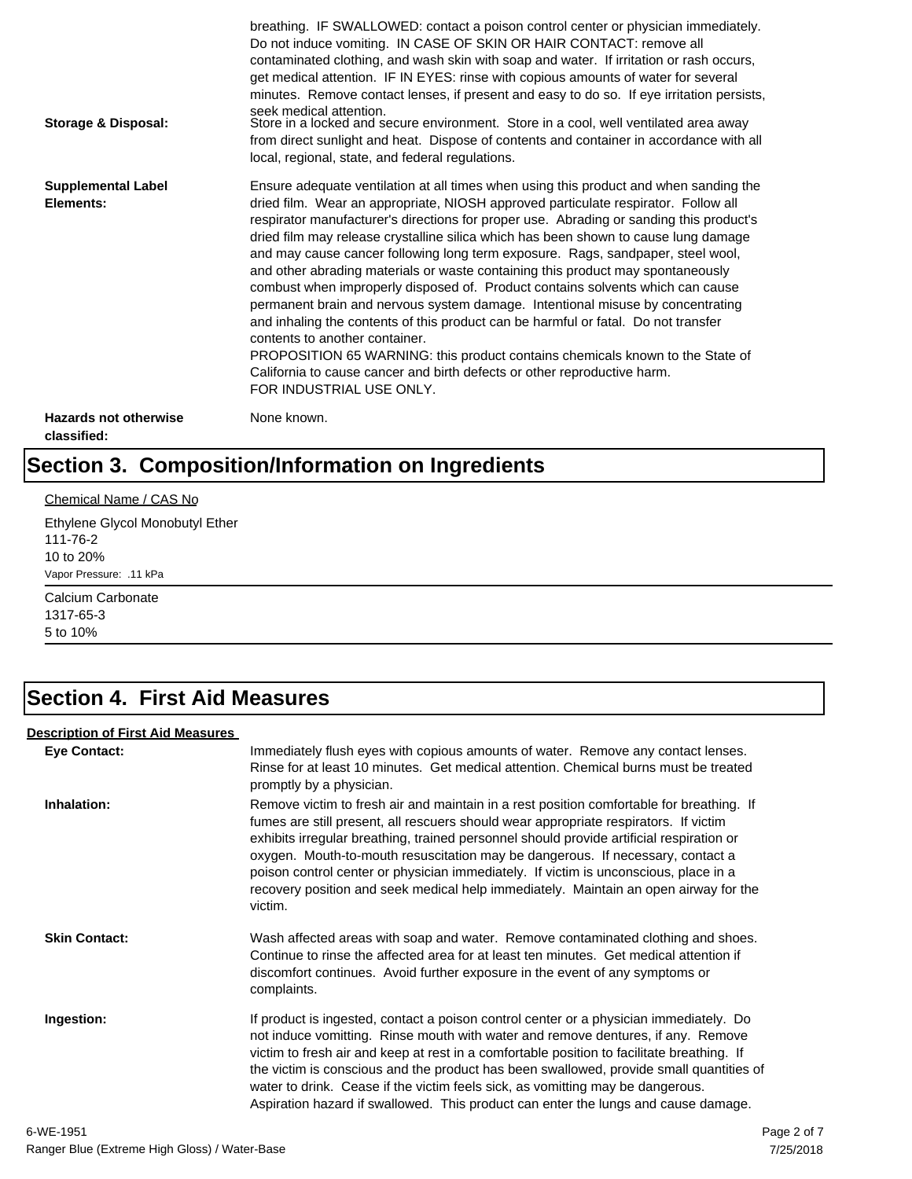breathing. IF SWALLOWED: contact a poison control center or physician immediately. Do not induce vomiting. IN CASE OF SKIN OR HAIR CONTACT: remove all contaminated clothing, and wash skin with soap and water. If irritation or rash occurs, get medical attention. IF IN EYES: rinse with copious amounts of water for several minutes. Remove contact lenses, if present and easy to do so. If eye irritation persists, seek medical attention.

**Storage & Disposal:** Store in a locked and secure environment. Store in a cool, well ventilated area away from direct sunlight and heat. Dispose of contents and container in accordance with all local, regional, state, and federal regulations.

**Supplemental Label Elements:** Ensure adequate ventilation at all times when using this product and when sanding the dried film. Wear an appropriate, NIOSH approved particulate respirator. Follow all respirator manufacturer's directions for proper use. Abrading or sanding this product's dried film may release crystalline silica which has been shown to cause lung damage and may cause cancer following long term exposure. Rags, sandpaper, steel wool, and other abrading materials or waste containing this product may spontaneously combust when improperly disposed of. Product contains solvents which can cause permanent brain and nervous system damage. Intentional misuse by concentrating and inhaling the contents of this product can be harmful or fatal. Do not transfer contents to another container.
PROPOSITION 65 WARNING: this product contains chemicals known to the State of California to cause cancer and birth defects or other reproductive harm.
FOR INDUSTRIAL USE ONLY.

**Hazards not otherwise classified:** None known.

# Section 3. Composition/Information on Ingredients

Chemical Name / CAS No

Ethylene Glycol Monobutyl Ether
111-76-2
10 to 20%
Vapor Pressure: .11 kPa

Calcium Carbonate
1317-65-3
5 to 10%

# Section 4. First Aid Measures

**Description of First Aid Measures**

**Eye Contact:** Immediately flush eyes with copious amounts of water. Remove any contact lenses. Rinse for at least 10 minutes. Get medical attention. Chemical burns must be treated promptly by a physician.

**Inhalation:** Remove victim to fresh air and maintain in a rest position comfortable for breathing. If fumes are still present, all rescuers should wear appropriate respirators. If victim exhibits irregular breathing, trained personnel should provide artificial respiration or oxygen. Mouth-to-mouth resuscitation may be dangerous. If necessary, contact a poison control center or physician immediately. If victim is unconscious, place in a recovery position and seek medical help immediately. Maintain an open airway for the victim.

**Skin Contact:** Wash affected areas with soap and water. Remove contaminated clothing and shoes. Continue to rinse the affected area for at least ten minutes. Get medical attention if discomfort continues. Avoid further exposure in the event of any symptoms or complaints.

**Ingestion:** If product is ingested, contact a poison control center or a physician immediately. Do not induce vomitting. Rinse mouth with water and remove dentures, if any. Remove victim to fresh air and keep at rest in a comfortable position to facilitate breathing. If the victim is conscious and the product has been swallowed, provide small quantities of water to drink. Cease if the victim feels sick, as vomitting may be dangerous. Aspiration hazard if swallowed. This product can enter the lungs and cause damage.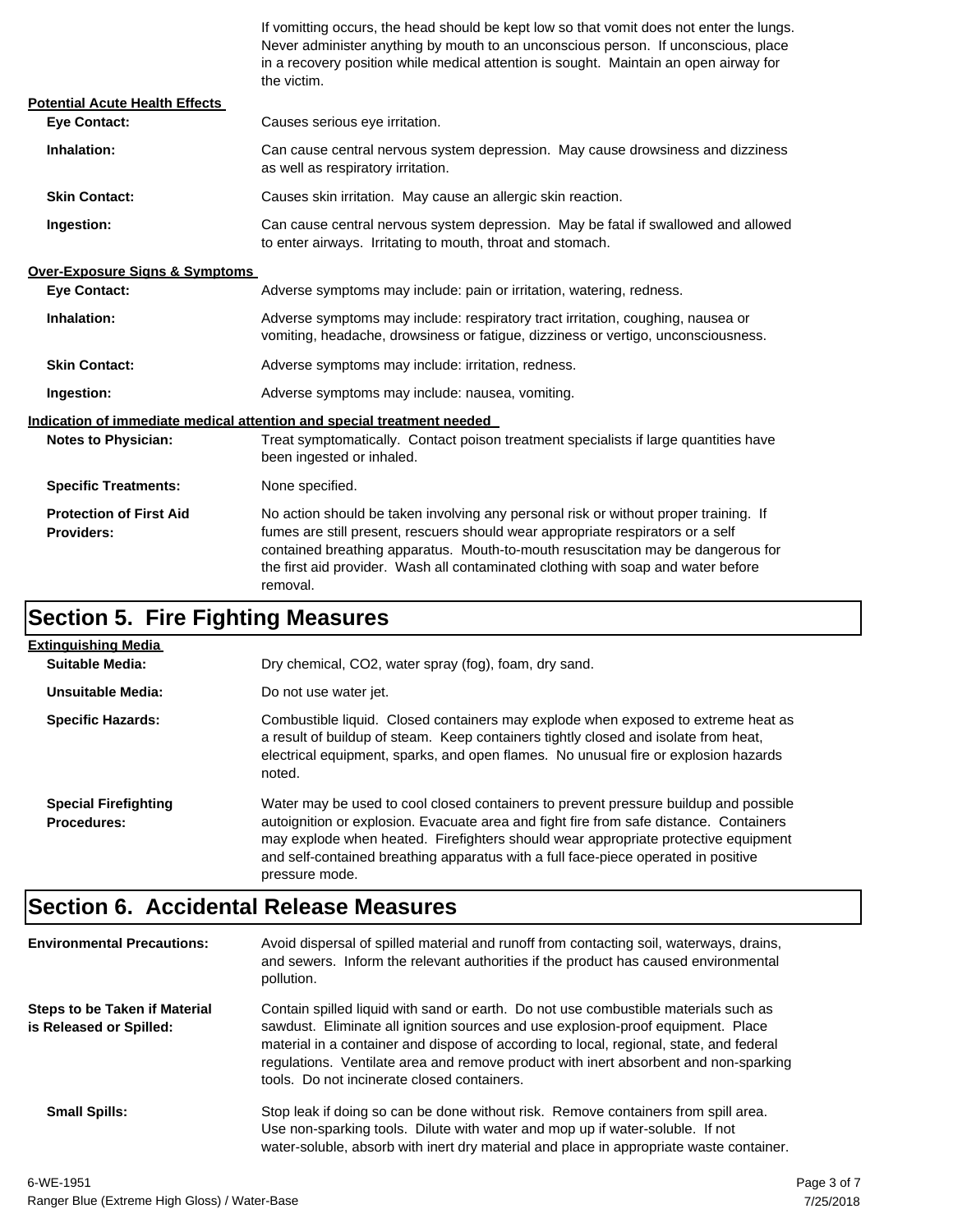If vomitting occurs, the head should be kept low so that vomit does not enter the lungs. Never administer anything by mouth to an unconscious person. If unconscious, place in a recovery position while medical attention is sought. Maintain an open airway for the victim.

**Potential Acute Health Effects**

**Eye Contact:** Causes serious eye irritation.

**Inhalation:** Can cause central nervous system depression. May cause drowsiness and dizziness as well as respiratory irritation.

**Skin Contact:** Causes skin irritation. May cause an allergic skin reaction.

**Ingestion:** Can cause central nervous system depression. May be fatal if swallowed and allowed to enter airways. Irritating to mouth, throat and stomach.

**Over-Exposure Signs & Symptoms**

**Eye Contact:** Adverse symptoms may include: pain or irritation, watering, redness.

**Inhalation:** Adverse symptoms may include: respiratory tract irritation, coughing, nausea or vomiting, headache, drowsiness or fatigue, dizziness or vertigo, unconsciousness.

**Skin Contact:** Adverse symptoms may include: irritation, redness.

**Ingestion:** Adverse symptoms may include: nausea, vomiting.

**Indication of immediate medical attention and special treatment needed**

**Notes to Physician:** Treat symptomatically. Contact poison treatment specialists if large quantities have been ingested or inhaled.

**Specific Treatments:** None specified.

**Protection of First Aid Providers:** No action should be taken involving any personal risk or without proper training. If fumes are still present, rescuers should wear appropriate respirators or a self contained breathing apparatus. Mouth-to-mouth resuscitation may be dangerous for the first aid provider. Wash all contaminated clothing with soap and water before removal.

## Section 5. Fire Fighting Measures

**Extinguishing Media**

**Suitable Media:** Dry chemical, CO2, water spray (fog), foam, dry sand.

**Unsuitable Media:** Do not use water jet.

**Specific Hazards:** Combustible liquid. Closed containers may explode when exposed to extreme heat as a result of buildup of steam. Keep containers tightly closed and isolate from heat, electrical equipment, sparks, and open flames. No unusual fire or explosion hazards noted.

**Special Firefighting Procedures:** Water may be used to cool closed containers to prevent pressure buildup and possible autoignition or explosion. Evacuate area and fight fire from safe distance. Containers may explode when heated. Firefighters should wear appropriate protective equipment and self-contained breathing apparatus with a full face-piece operated in positive pressure mode.

## Section 6. Accidental Release Measures

**Environmental Precautions:** Avoid dispersal of spilled material and runoff from contacting soil, waterways, drains, and sewers. Inform the relevant authorities if the product has caused environmental pollution.

**Steps to be Taken if Material is Released or Spilled:** Contain spilled liquid with sand or earth. Do not use combustible materials such as sawdust. Eliminate all ignition sources and use explosion-proof equipment. Place material in a container and dispose of according to local, regional, state, and federal regulations. Ventilate area and remove product with inert absorbent and non-sparking tools. Do not incinerate closed containers.

**Small Spills:** Stop leak if doing so can be done without risk. Remove containers from spill area. Use non-sparking tools. Dilute with water and mop up if water-soluble. If not water-soluble, absorb with inert dry material and place in appropriate waste container.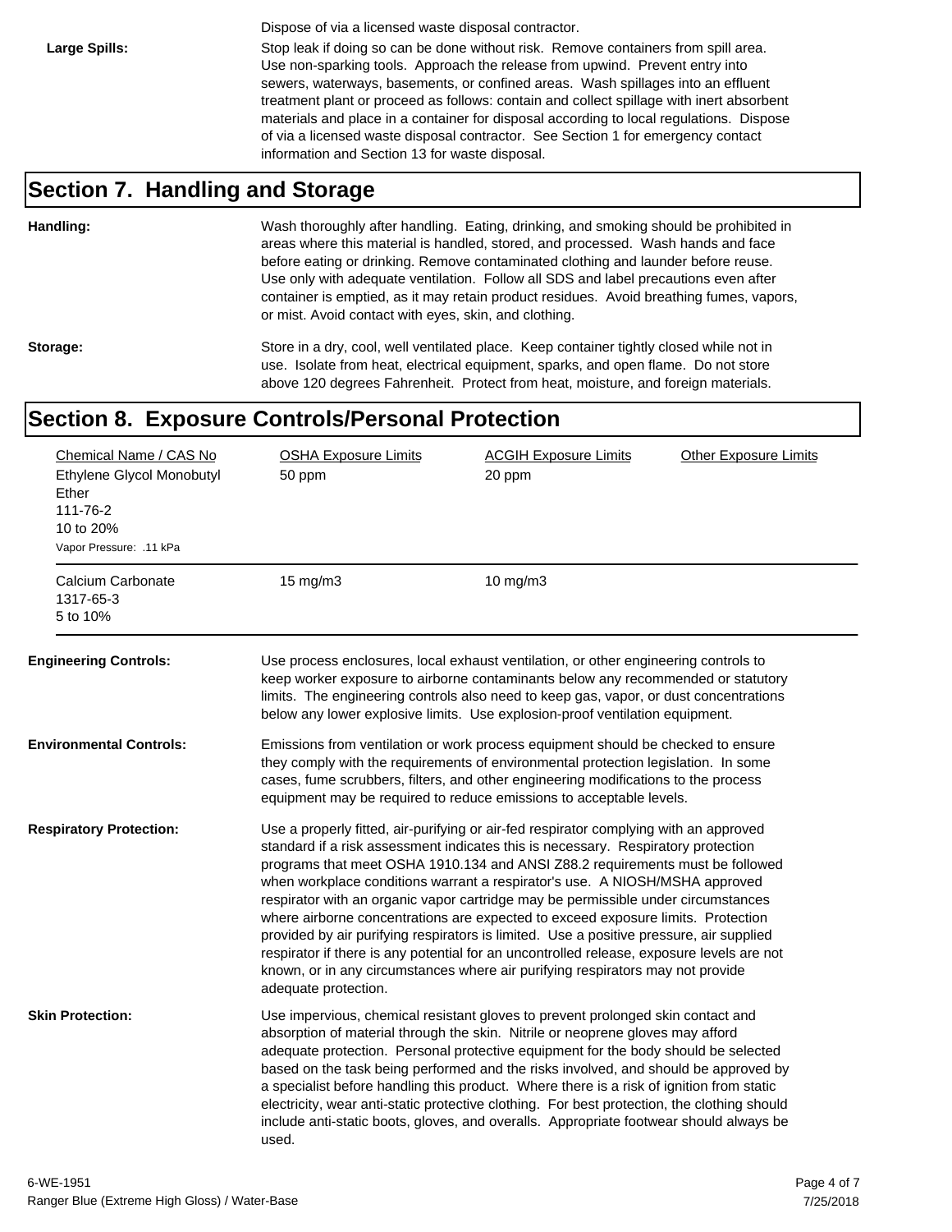Dispose of via a licensed waste disposal contractor.

**Large Spills:** Stop leak if doing so can be done without risk. Remove containers from spill area. Use non-sparking tools. Approach the release from upwind. Prevent entry into sewers, waterways, basements, or confined areas. Wash spillages into an effluent treatment plant or proceed as follows: contain and collect spillage with inert absorbent materials and place in a container for disposal according to local regulations. Dispose of via a licensed waste disposal contractor. See Section 1 for emergency contact information and Section 13 for waste disposal.

## Section 7. Handling and Storage

**Handling:** Wash thoroughly after handling. Eating, drinking, and smoking should be prohibited in areas where this material is handled, stored, and processed. Wash hands and face before eating or drinking. Remove contaminated clothing and launder before reuse. Use only with adequate ventilation. Follow all SDS and label precautions even after container is emptied, as it may retain product residues. Avoid breathing fumes, vapors, or mist. Avoid contact with eyes, skin, and clothing.

**Storage:** Store in a dry, cool, well ventilated place. Keep container tightly closed while not in use. Isolate from heat, electrical equipment, sparks, and open flame. Do not store above 120 degrees Fahrenheit. Protect from heat, moisture, and foreign materials.

## Section 8. Exposure Controls/Personal Protection

| Chemical Name / CAS No | OSHA Exposure Limits | ACGIH Exposure Limits | Other Exposure Limits |
|---|---|---|---|
| Ethylene Glycol Monobutyl Ether<br>111-76-2<br>10 to 20%<br>Vapor Pressure: .11 kPa | 50 ppm | 20 ppm | |
| Calcium Carbonate<br>1317-65-3<br>5 to 10% | 15 mg/m3 | 10 mg/m3 | |

**Engineering Controls:** Use process enclosures, local exhaust ventilation, or other engineering controls to keep worker exposure to airborne contaminants below any recommended or statutory limits. The engineering controls also need to keep gas, vapor, or dust concentrations below any lower explosive limits. Use explosion-proof ventilation equipment.

**Environmental Controls:** Emissions from ventilation or work process equipment should be checked to ensure they comply with the requirements of environmental protection legislation. In some cases, fume scrubbers, filters, and other engineering modifications to the process equipment may be required to reduce emissions to acceptable levels.

**Respiratory Protection:** Use a properly fitted, air-purifying or air-fed respirator complying with an approved standard if a risk assessment indicates this is necessary. Respiratory protection programs that meet OSHA 1910.134 and ANSI Z88.2 requirements must be followed when workplace conditions warrant a respirator's use. A NIOSH/MSHA approved respirator with an organic vapor cartridge may be permissible under circumstances where airborne concentrations are expected to exceed exposure limits. Protection provided by air purifying respirators is limited. Use a positive pressure, air supplied respirator if there is any potential for an uncontrolled release, exposure levels are not known, or in any circumstances where air purifying respirators may not provide adequate protection.

**Skin Protection:** Use impervious, chemical resistant gloves to prevent prolonged skin contact and absorption of material through the skin. Nitrile or neoprene gloves may afford adequate protection. Personal protective equipment for the body should be selected based on the task being performed and the risks involved, and should be approved by a specialist before handling this product. Where there is a risk of ignition from static electricity, wear anti-static protective clothing. For best protection, the clothing should include anti-static boots, gloves, and overalls. Appropriate footwear should always be used.

6-WE-1951
Ranger Blue (Extreme High Gloss) / Water-Base
7/25/2018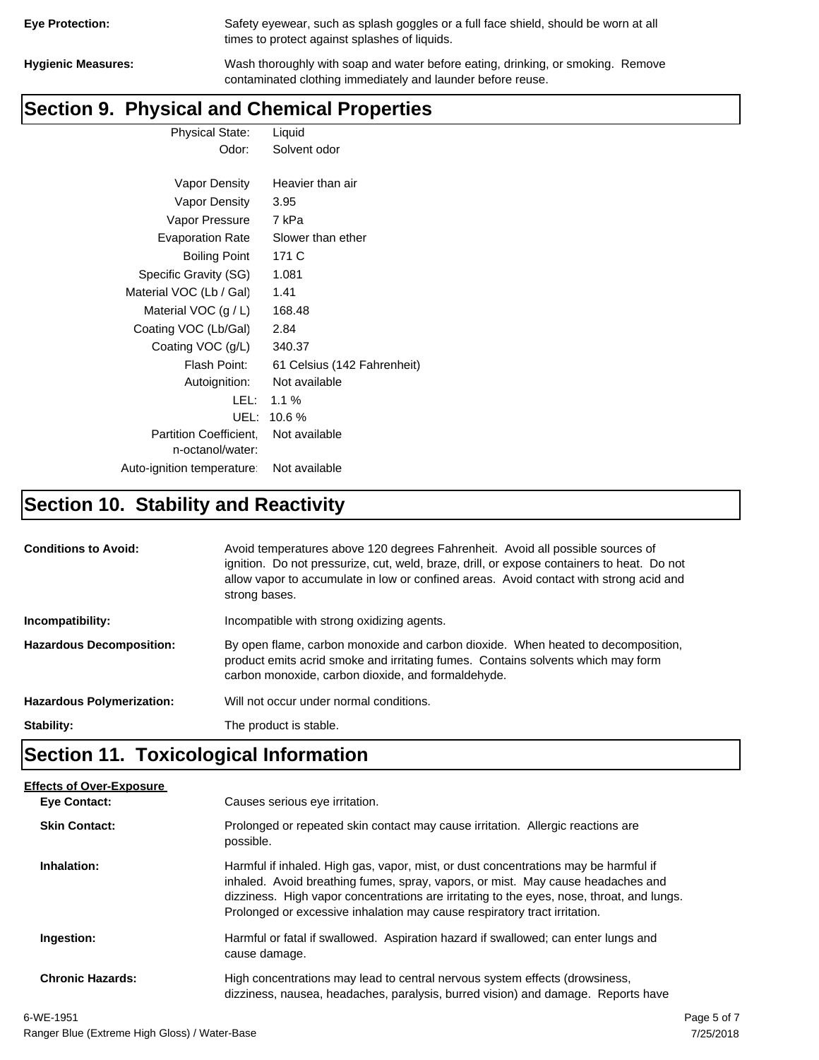**Eye Protection:** Safety eyewear, such as splash goggles or a full face shield, should be worn at all times to protect against splashes of liquids.

**Hygienic Measures:** Wash thoroughly with soap and water before eating, drinking, or smoking. Remove contaminated clothing immediately and launder before reuse.

## Section 9. Physical and Chemical Properties

| | |
|---|---|
| Physical State: | Liquid |
| Odor: | Solvent odor |
| Vapor Density | Heavier than air |
| Vapor Density | 3.95 |
| Vapor Pressure | 7 kPa |
| Evaporation Rate | Slower than ether |
| Boiling Point | 171 C |
| Specific Gravity (SG) | 1.081 |
| Material VOC (Lb / Gal) | 1.41 |
| Material VOC (g / L) | 168.48 |
| Coating VOC (Lb/Gal) | 2.84 |
| Coating VOC (g/L) | 340.37 |
| Flash Point: | 61 Celsius (142 Fahrenheit) |
| Autoignition: | Not available |
| LEL: | 1.1 % |
| UEL: | 10.6 % |
| Partition Coefficient, n-octanol/water: | Not available |
| Auto-ignition temperature: | Not available |

## Section 10. Stability and Reactivity

**Conditions to Avoid:** Avoid temperatures above 120 degrees Fahrenheit. Avoid all possible sources of ignition. Do not pressurize, cut, weld, braze, drill, or expose containers to heat. Do not allow vapor to accumulate in low or confined areas. Avoid contact with strong acid and strong bases.

**Incompatibility:** Incompatible with strong oxidizing agents.

**Hazardous Decomposition:** By open flame, carbon monoxide and carbon dioxide. When heated to decomposition, product emits acrid smoke and irritating fumes. Contains solvents which may form carbon monoxide, carbon dioxide, and formaldehyde.

**Hazardous Polymerization:** Will not occur under normal conditions.

**Stability:** The product is stable.

## Section 11. Toxicological Information

**Effects of Over-Exposure**

**Eye Contact:** Causes serious eye irritation.

**Skin Contact:** Prolonged or repeated skin contact may cause irritation. Allergic reactions are possible.

**Inhalation:** Harmful if inhaled. High gas, vapor, mist, or dust concentrations may be harmful if inhaled. Avoid breathing fumes, spray, vapors, or mist. May cause headaches and dizziness. High vapor concentrations are irritating to the eyes, nose, throat, and lungs. Prolonged or excessive inhalation may cause respiratory tract irritation.

**Ingestion:** Harmful or fatal if swallowed. Aspiration hazard if swallowed; can enter lungs and cause damage.

**Chronic Hazards:** High concentrations may lead to central nervous system effects (drowsiness, dizziness, nausea, headaches, paralysis, burred vision) and damage. Reports have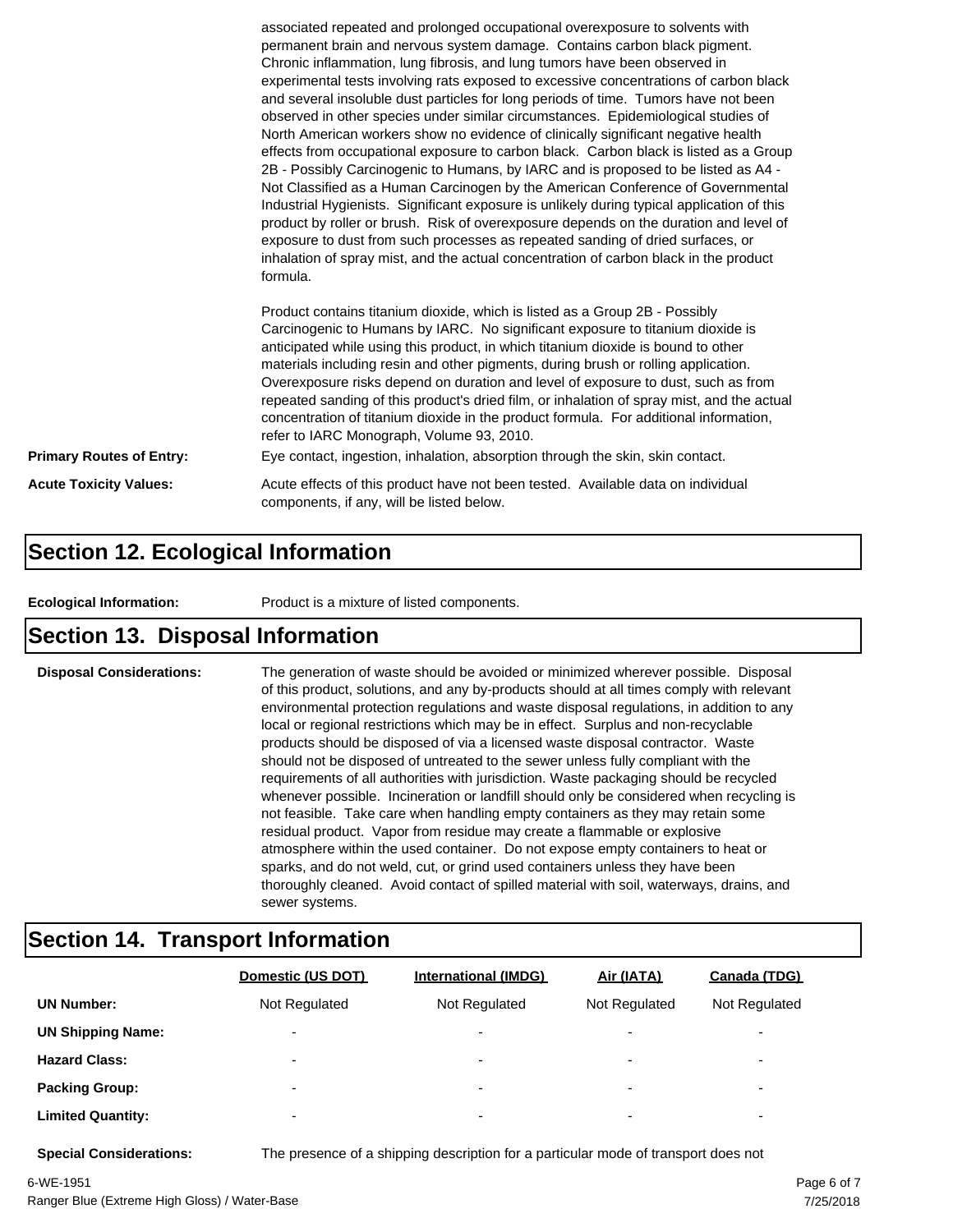associated repeated and prolonged occupational overexposure to solvents with permanent brain and nervous system damage. Contains carbon black pigment. Chronic inflammation, lung fibrosis, and lung tumors have been observed in experimental tests involving rats exposed to excessive concentrations of carbon black and several insoluble dust particles for long periods of time. Tumors have not been observed in other species under similar circumstances. Epidemiological studies of North American workers show no evidence of clinically significant negative health effects from occupational exposure to carbon black. Carbon black is listed as a Group 2B - Possibly Carcinogenic to Humans, by IARC and is proposed to be listed as A4 - Not Classified as a Human Carcinogen by the American Conference of Governmental Industrial Hygienists. Significant exposure is unlikely during typical application of this product by roller or brush. Risk of overexposure depends on the duration and level of exposure to dust from such processes as repeated sanding of dried surfaces, or inhalation of spray mist, and the actual concentration of carbon black in the product formula.

Product contains titanium dioxide, which is listed as a Group 2B - Possibly Carcinogenic to Humans by IARC. No significant exposure to titanium dioxide is anticipated while using this product, in which titanium dioxide is bound to other materials including resin and other pigments, during brush or rolling application. Overexposure risks depend on duration and level of exposure to dust, such as from repeated sanding of this product's dried film, or inhalation of spray mist, and the actual concentration of titanium dioxide in the product formula. For additional information, refer to IARC Monograph, Volume 93, 2010.

**Primary Routes of Entry:** Eye contact, ingestion, inhalation, absorption through the skin, skin contact.

**Acute Toxicity Values:** Acute effects of this product have not been tested. Available data on individual components, if any, will be listed below.

## Section 12. Ecological Information

**Ecological Information:** Product is a mixture of listed components.

## Section 13. Disposal Information

**Disposal Considerations:** The generation of waste should be avoided or minimized wherever possible. Disposal of this product, solutions, and any by-products should at all times comply with relevant environmental protection regulations and waste disposal regulations, in addition to any local or regional restrictions which may be in effect. Surplus and non-recyclable products should be disposed of via a licensed waste disposal contractor. Waste should not be disposed of untreated to the sewer unless fully compliant with the requirements of all authorities with jurisdiction. Waste packaging should be recycled whenever possible. Incineration or landfill should only be considered when recycling is not feasible. Take care when handling empty containers as they may retain some residual product. Vapor from residue may create a flammable or explosive atmosphere within the used container. Do not expose empty containers to heat or sparks, and do not weld, cut, or grind used containers unless they have been thoroughly cleaned. Avoid contact of spilled material with soil, waterways, drains, and sewer systems.

## Section 14. Transport Information

| | Domestic (US DOT) | International (IMDG) | Air (IATA) | Canada (TDG) |
|---|---|---|---|---|
| **UN Number:** | Not Regulated | Not Regulated | Not Regulated | Not Regulated |
| **UN Shipping Name:** | - | - | - | - |
| **Hazard Class:** | - | - | - | - |
| **Packing Group:** | - | - | - | - |
| **Limited Quantity:** | - | - | - | - |

**Special Considerations:** The presence of a shipping description for a particular mode of transport does not

6-WE-1951
Ranger Blue (Extreme High Gloss) / Water-Base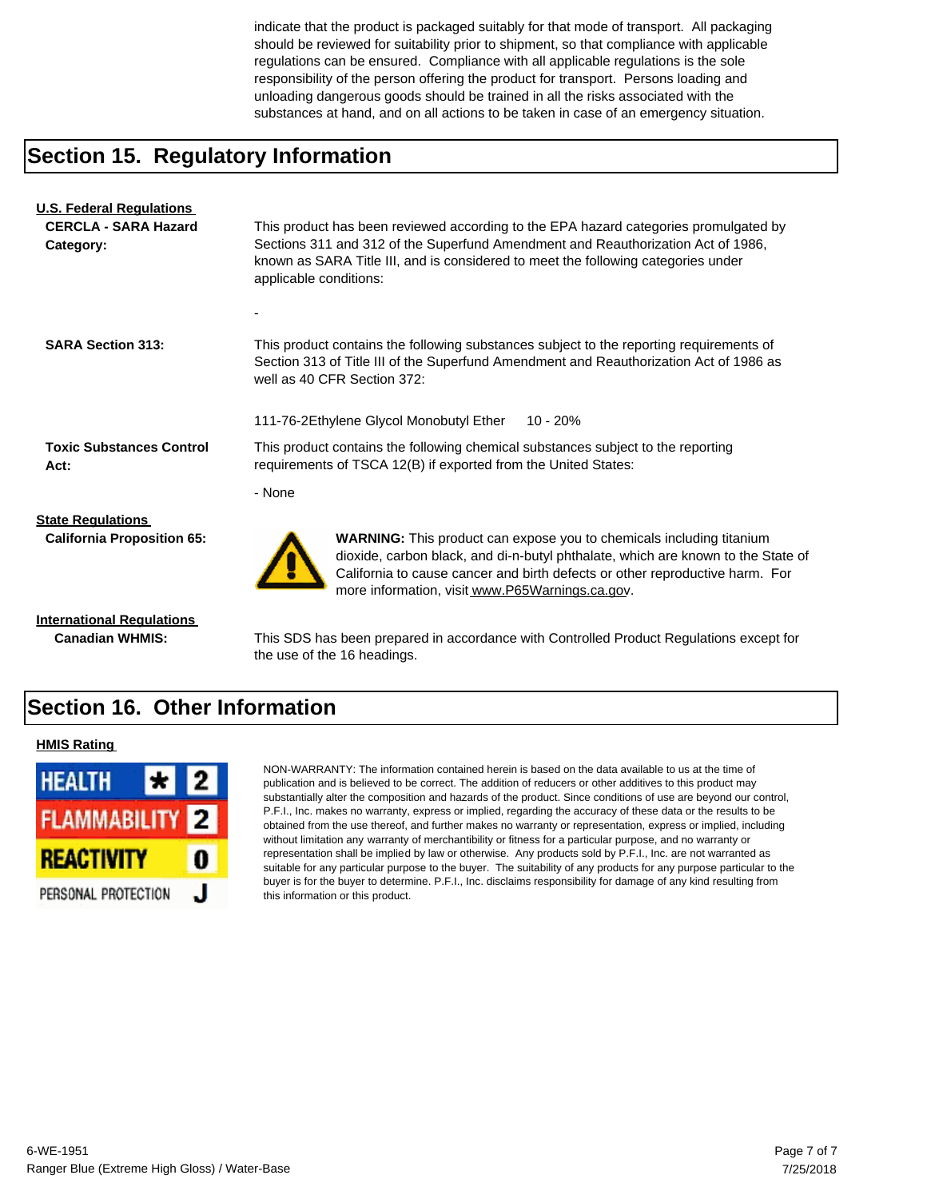indicate that the product is packaged suitably for that mode of transport. All packaging should be reviewed for suitability prior to shipment, so that compliance with applicable regulations can be ensured. Compliance with all applicable regulations is the sole responsibility of the person offering the product for transport. Persons loading and unloading dangerous goods should be trained in all the risks associated with the substances at hand, and on all actions to be taken in case of an emergency situation.

## Section 15. Regulatory Information

**U.S. Federal Regulations**

**CERCLA - SARA Hazard Category:**

This product has been reviewed according to the EPA hazard categories promulgated by Sections 311 and 312 of the Superfund Amendment and Reauthorization Act of 1986, known as SARA Title III, and is considered to meet the following categories under applicable conditions:

-

**SARA Section 313:**

This product contains the following substances subject to the reporting requirements of Section 313 of Title III of the Superfund Amendment and Reauthorization Act of 1986 as well as 40 CFR Section 372:

111-76-2Ethylene Glycol Monobutyl Ether 10 - 20%

**Toxic Substances Control Act:**

This product contains the following chemical substances subject to the reporting requirements of TSCA 12(B) if exported from the United States:

- None

**State Regulations**

**California Proposition 65:**

**WARNING:** This product can expose you to chemicals including titanium dioxide, carbon black, and di-n-butyl phthalate, which are known to the State of California to cause cancer and birth defects or other reproductive harm. For more information, visit www.P65Warnings.ca.gov.

**International Regulations**

**Canadian WHMIS:**

This SDS has been prepared in accordance with Controlled Product Regulations except for the use of the 16 headings.

## Section 16. Other Information

**HMIS Rating**

| | | |
|---|---|---|
| HEALTH | * | 2 |
| FLAMMABILITY | | 2 |
| REACTIVITY | | 0 |
| PERSONAL PROTECTION | | J |

NON-WARRANTY: The information contained herein is based on the data available to us at the time of publication and is believed to be correct. The addition of reducers or other additives to this product may substantially alter the composition and hazards of the product. Since conditions of use are beyond our control, P.F.I., Inc. makes no warranty, express or implied, regarding the accuracy of these data or the results to be obtained from the use thereof, and further makes no warranty or representation, express or implied, including without limitation any warranty of merchantibility or fitness for a particular purpose, and no warranty or representation shall be implied by law or otherwise. Any products sold by P.F.I., Inc. are not warranted as suitable for any particular purpose to the buyer. The suitability of any products for any purpose particular to the buyer is for the buyer to determine. P.F.I., Inc. disclaims responsibility for damage of any kind resulting from this information or this product.

6-WE-1951
Ranger Blue (Extreme High Gloss) / Water-Base

7/25/2018